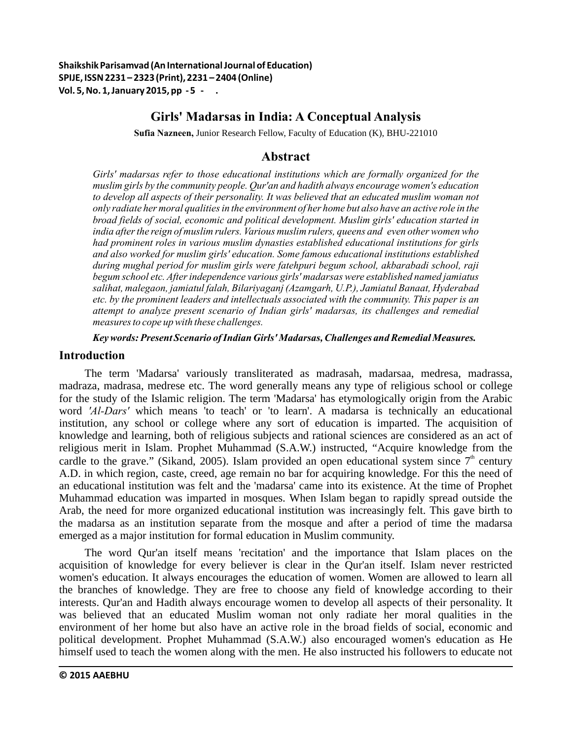# Girls' Madarsas in India: A Conceptual Analysis

**Sufia Nazneen,** Junior Research Fellow, Faculty of Education (K), BHU-221010

## Abstract

*Girls' madarsas refer to those educational institutions which are formally organized for the muslim girls by the community people. Qur'an and hadith always encourage women's education to develop all aspects of their personality. It was believed that an educated muslim woman not only radiate her moral qualities in the environment of her home but also have an active role in the broad fields of social, economic and political development. Muslim girls' education started in india after the reign of muslim rulers. Various muslim rulers, queens and even other women who had prominent roles in various muslim dynasties established educational institutions for girls and also worked for muslim girls' education. Some famous educational institutions established during mughal period for muslim girls were fatehpuri begum school, akbarabadi school, raji begum school etc. After independence various girls' madarsas were established named jamiatus salihat, malegaon, jamiatul falah, Bilariyaganj (Azamgarh, U.P.), Jamiatul Banaat, Hyderabad etc. by the prominent leaders and intellectuals associated with the community. This paper is an attempt to analyze present scenario of Indian girls' madarsas, its challenges and remedial measures to cope up with these challenges.*

***Key words: Present Scenario of Indian Girls' Madarsas, Challenges and Remedial Measures.***

## Introduction

The term 'Madarsa' variously transliterated as madrasah, madarsaa, medresa, madrassa, madraza, madrasa, medrese etc. The word generally means any type of religious school or college for the study of the Islamic religion. The term 'Madarsa' has etymologically origin from the Arabic word *'Al-Dars'* which means 'to teach' or 'to learn'. A madarsa is technically an educational institution, any school or college where any sort of education is imparted. The acquisition of knowledge and learning, both of religious subjects and rational sciences are considered as an act of religious merit in Islam. Prophet Muhammad (S.A.W.) instructed, "Acquire knowledge from the cardle to the grave." (Sikand, 2005). Islam provided an open educational system since 7th century A.D. in which region, caste, creed, age remain no bar for acquiring knowledge. For this the need of an educational institution was felt and the 'madarsa' came into its existence. At the time of Prophet Muhammad education was imparted in mosques. When Islam began to rapidly spread outside the Arab, the need for more organized educational institution was increasingly felt. This gave birth to the madarsa as an institution separate from the mosque and after a period of time the madarsa emerged as a major institution for formal education in Muslim community.

The word Qur'an itself means 'recitation' and the importance that Islam places on the acquisition of knowledge for every believer is clear in the Qur'an itself. Islam never restricted women's education. It always encourages the education of women. Women are allowed to learn all the branches of knowledge. They are free to choose any field of knowledge according to their interests. Qur'an and Hadith always encourage women to develop all aspects of their personality. It was believed that an educated Muslim woman not only radiate her moral qualities in the environment of her home but also have an active role in the broad fields of social, economic and political development. Prophet Muhammad (S.A.W.) also encouraged women's education as He himself used to teach the women along with the men. He also instructed his followers to educate not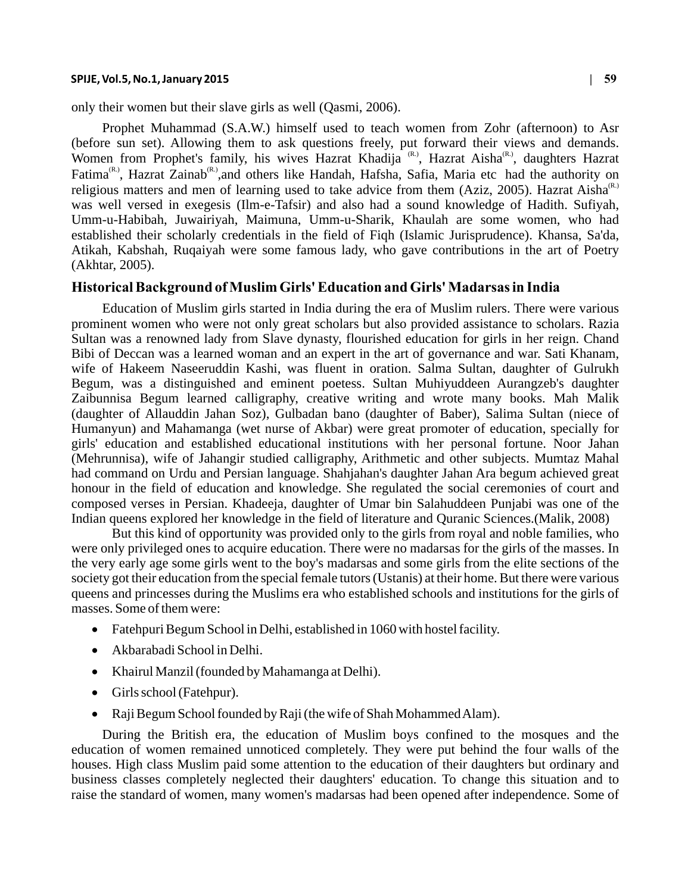only their women but their slave girls as well (Qasmi, 2006).

Prophet Muhammad (S.A.W.) himself used to teach women from Zohr (afternoon) to Asr (before sun set). Allowing them to ask questions freely, put forward their views and demands. Women from Prophet's family, his wives Hazrat Khadija [(R.)], Hazrat Aisha[(R.)], daughters Hazrat Fatima[(R.)], Hazrat Zainab[(R.)],and others like Handah, Hafsha, Safia, Maria etc had the authority on religious matters and men of learning used to take advice from them (Aziz, 2005). Hazrat Aisha[(R.)] was well versed in exegesis (Ilm-e-Tafsir) and also had a sound knowledge of Hadith. Sufiyah, Umm-u-Habibah, Juwairiyah, Maimuna, Umm-u-Sharik, Khaulah are some women, who had established their scholarly credentials in the field of Fiqh (Islamic Jurisprudence). Khansa, Sa'da, Atikah, Kabshah, Ruqaiyah were some famous lady, who gave contributions in the art of Poetry (Akhtar, 2005).

## Historical Background of Muslim Girls' Education and Girls' Madarsas in India

Education of Muslim girls started in India during the era of Muslim rulers. There were various prominent women who were not only great scholars but also provided assistance to scholars. Razia Sultan was a renowned lady from Slave dynasty, flourished education for girls in her reign. Chand Bibi of Deccan was a learned woman and an expert in the art of governance and war. Sati Khanam, wife of Hakeem Naseeruddin Kashi, was fluent in oration. Salma Sultan, daughter of Gulrukh Begum, was a distinguished and eminent poetess. Sultan Muhiyuddeen Aurangzeb's daughter Zaibunnisa Begum learned calligraphy, creative writing and wrote many books. Mah Malik (daughter of Allauddin Jahan Soz), Gulbadan bano (daughter of Baber), Salima Sultan (niece of Humanyun) and Mahamanga (wet nurse of Akbar) were great promoter of education, specially for girls' education and established educational institutions with her personal fortune. Noor Jahan (Mehrunnisa), wife of Jahangir studied calligraphy, Arithmetic and other subjects. Mumtaz Mahal had command on Urdu and Persian language. Shahjahan's daughter Jahan Ara begum achieved great honour in the field of education and knowledge. She regulated the social ceremonies of court and composed verses in Persian. Khadeeja, daughter of Umar bin Salahuddeen Punjabi was one of the Indian queens explored her knowledge in the field of literature and Quranic Sciences.(Malik, 2008)

But this kind of opportunity was provided only to the girls from royal and noble families, who were only privileged ones to acquire education. There were no madarsas for the girls of the masses. In the very early age some girls went to the boy's madarsas and some girls from the elite sections of the society got their education from the special female tutors (Ustanis) at their home. But there were various queens and princesses during the Muslims era who established schools and institutions for the girls of masses. Some of them were:

- Fatehpuri Begum School in Delhi, established in 1060 with hostel facility.
- Akbarabadi School in Delhi.
- Khairul Manzil (founded by Mahamanga at Delhi).
- Girls school (Fatehpur).
- Raji Begum School founded by Raji (the wife of Shah Mohammed Alam).

During the British era, the education of Muslim boys confined to the mosques and the education of women remained unnoticed completely. They were put behind the four walls of the houses. High class Muslim paid some attention to the education of their daughters but ordinary and business classes completely neglected their daughters' education. To change this situation and to raise the standard of women, many women's madarsas had been opened after independence. Some of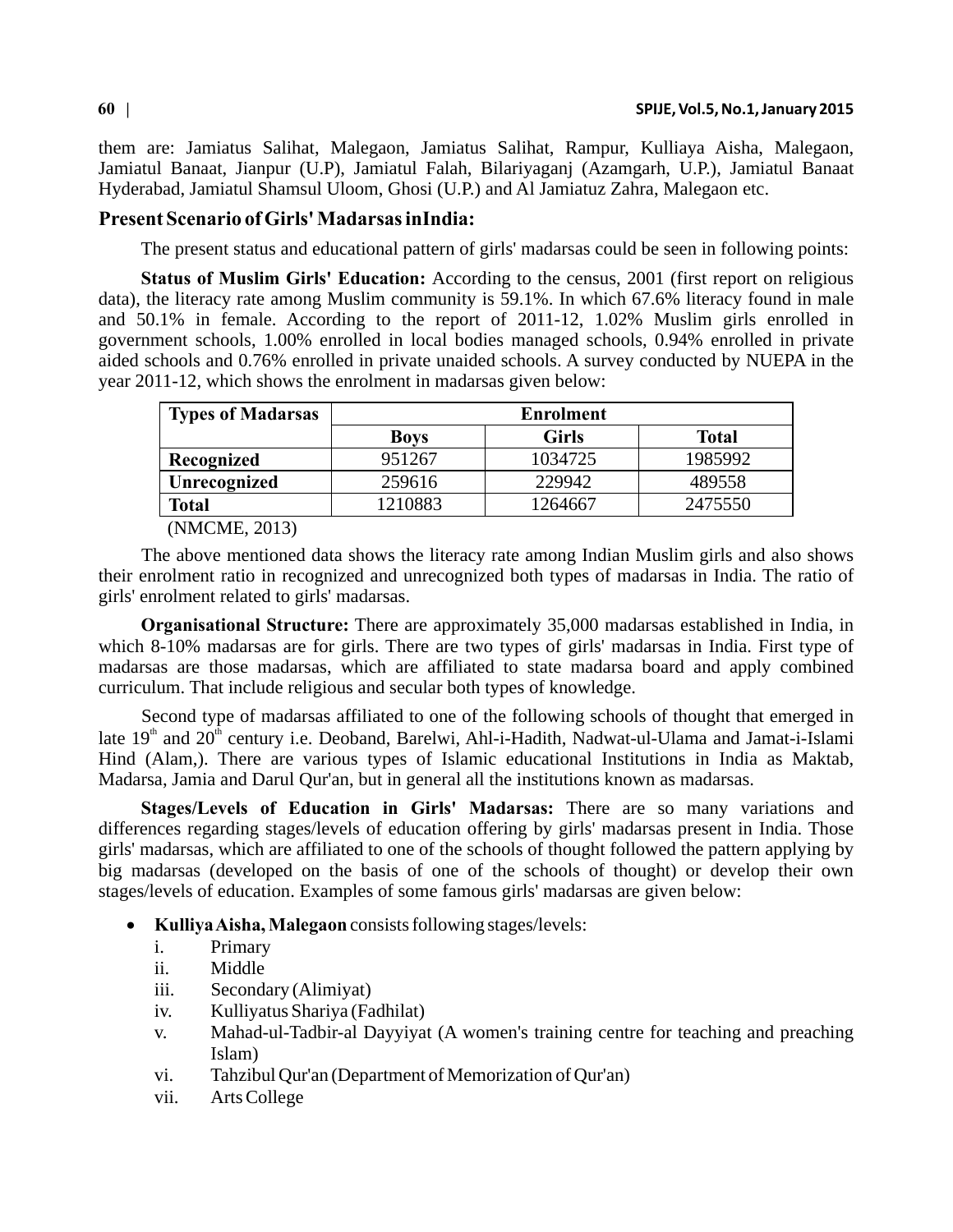them are: Jamiatus Salihat, Malegaon, Jamiatus Salihat, Rampur, Kulliaya Aisha, Malegaon, Jamiatul Banaat, Jianpur (U.P), Jamiatul Falah, Bilariyaganj (Azamgarh, U.P.), Jamiatul Banaat Hyderabad, Jamiatul Shamsul Uloom, Ghosi (U.P.) and Al Jamiatuz Zahra, Malegaon etc.

## Present Scenario of Girls' Madarsas inIndia:

The present status and educational pattern of girls' madarsas could be seen in following points:

**Status of Muslim Girls' Education:** According to the census, 2001 (first report on religious data), the literacy rate among Muslim community is 59.1%. In which 67.6% literacy found in male and 50.1% in female. According to the report of 2011-12, 1.02% Muslim girls enrolled in government schools, 1.00% enrolled in local bodies managed schools, 0.94% enrolled in private aided schools and 0.76% enrolled in private unaided schools. A survey conducted by NUEPA in the year 2011-12, which shows the enrolment in madarsas given below:

| Types of Madarsas | Enrolment | | |
|---|---|---|---|
| | Boys | Girls | Total |
| Recognized | 951267 | 1034725 | 1985992 |
| Unrecognized | 259616 | 229942 | 489558 |
| Total | 1210883 | 1264667 | 2475550 |

(NMCME, 2013)

The above mentioned data shows the literacy rate among Indian Muslim girls and also shows their enrolment ratio in recognized and unrecognized both types of madarsas in India. The ratio of girls' enrolment related to girls' madarsas.

**Organisational Structure:** There are approximately 35,000 madarsas established in India, in which 8-10% madarsas are for girls. There are two types of girls' madarsas in India. First type of madarsas are those madarsas, which are affiliated to state madarsa board and apply combined curriculum. That include religious and secular both types of knowledge.

Second type of madarsas affiliated to one of the following schools of thought that emerged in late 19th and 20th century i.e. Deoband, Barelwi, Ahl-i-Hadith, Nadwat-ul-Ulama and Jamat-i-Islami Hind (Alam,). There are various types of Islamic educational Institutions in India as Maktab, Madarsa, Jamia and Darul Qur'an, but in general all the institutions known as madarsas.

**Stages/Levels of Education in Girls' Madarsas:** There are so many variations and differences regarding stages/levels of education offering by girls' madarsas present in India. Those girls' madarsas, which are affiliated to one of the schools of thought followed the pattern applying by big madarsas (developed on the basis of one of the schools of thought) or develop their own stages/levels of education. Examples of some famous girls' madarsas are given below:

- **Kulliya Aisha, Malegaon** consists following stages/levels:
  i. Primary
  ii. Middle
  iii. Secondary (Alimiyat)
  iv. Kulliyatus Shariya (Fadhilat)
  v. Mahad-ul-Tadbir-al Dayyiyat (A women's training centre for teaching and preaching Islam)
  vi. Tahzibul Qur'an (Department of Memorization of Qur'an)
  vii. Arts College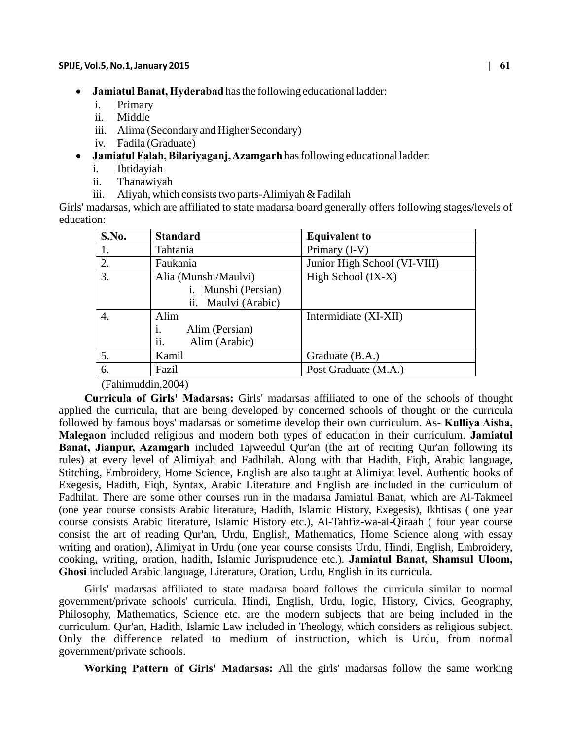- **Jamiatul Banat, Hyderabad** has the following educational ladder:
  i. Primary
  ii. Middle
  iii. Alima (Secondary and Higher Secondary)
  iv. Fadila (Graduate)
- **Jamiatul Falah, Bilariyaganj, Azamgarh** has following educational ladder:
  i. Ibtidayiah
  ii. Thanawiyah
  iii. Aliyah, which consists two parts-Alimiyah & Fadilah

Girls' madarsas, which are affiliated to state madarsa board generally offers following stages/levels of education:

| S.No. | Standard | Equivalent to |
|---|---|---|
| 1. | Tahtania | Primary (I-V) |
| 2. | Faukania | Junior High School (VI-VIII) |
| 3. | Alia (Munshi/Maulvi)<br>i. Munshi (Persian)<br>ii. Maulvi (Arabic) | High School (IX-X) |
| 4. | Alim<br>i. Alim (Persian)<br>ii. Alim (Arabic) | Intermidiate (XI-XII) |
| 5. | Kamil | Graduate (B.A.) |
| 6. | Fazil | Post Graduate (M.A.) |

(Fahimuddin,2004)

**Curricula of Girls' Madarsas:** Girls' madarsas affiliated to one of the schools of thought applied the curricula, that are being developed by concerned schools of thought or the curricula followed by famous boys' madarsas or sometime develop their own curriculum. As- **Kulliya Aisha, Malegaon** included religious and modern both types of education in their curriculum. **Jamiatul Banat, Jianpur, Azamgarh** included Tajweedul Qur'an (the art of reciting Qur'an following its rules) at every level of Alimiyah and Fadhilah. Along with that Hadith, Fiqh, Arabic language, Stitching, Embroidery, Home Science, English are also taught at Alimiyat level. Authentic books of Exegesis, Hadith, Fiqh, Syntax, Arabic Literature and English are included in the curriculum of Fadhilat. There are some other courses run in the madarsa Jamiatul Banat, which are Al-Takmeel (one year course consists Arabic literature, Hadith, Islamic History, Exegesis), Ikhtisas ( one year course consists Arabic literature, Islamic History etc.), Al-Tahfiz-wa-al-Qiraah ( four year course consist the art of reading Qur'an, Urdu, English, Mathematics, Home Science along with essay writing and oration), Alimiyat in Urdu (one year course consists Urdu, Hindi, English, Embroidery, cooking, writing, oration, hadith, Islamic Jurisprudence etc.). **Jamiatul Banat, Shamsul Uloom, Ghosi** included Arabic language, Literature, Oration, Urdu, English in its curricula.

Girls' madarsas affiliated to state madarsa board follows the curricula similar to normal government/private schools' curricula. Hindi, English, Urdu, logic, History, Civics, Geography, Philosophy, Mathematics, Science etc. are the modern subjects that are being included in the curriculum. Qur'an, Hadith, Islamic Law included in Theology, which considers as religious subject. Only the difference related to medium of instruction, which is Urdu, from normal government/private schools.

**Working Pattern of Girls' Madarsas:** All the girls' madarsas follow the same working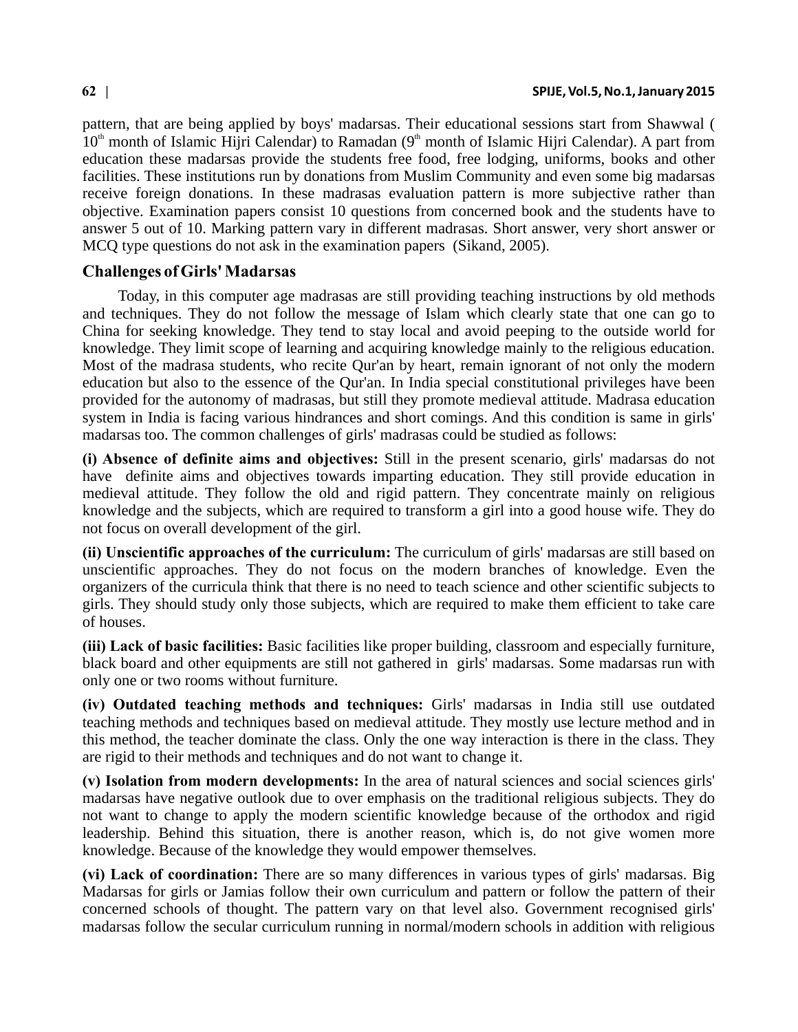pattern, that are being applied by boys' madarsas. Their educational sessions start from Shawwal ( 10th month of Islamic Hijri Calendar) to Ramadan (9th month of Islamic Hijri Calendar). A part from education these madarsas provide the students free food, free lodging, uniforms, books and other facilities. These institutions run by donations from Muslim Community and even some big madarsas receive foreign donations. In these madrasas evaluation pattern is more subjective rather than objective. Examination papers consist 10 questions from concerned book and the students have to answer 5 out of 10. Marking pattern vary in different madrasas. Short answer, very short answer or MCQ type questions do not ask in the examination papers (Sikand, 2005).

## Challenges of Girls' Madarsas

Today, in this computer age madrasas are still providing teaching instructions by old methods and techniques. They do not follow the message of Islam which clearly state that one can go to China for seeking knowledge. They tend to stay local and avoid peeping to the outside world for knowledge. They limit scope of learning and acquiring knowledge mainly to the religious education. Most of the madrasa students, who recite Qur'an by heart, remain ignorant of not only the modern education but also to the essence of the Qur'an. In India special constitutional privileges have been provided for the autonomy of madrasas, but still they promote medieval attitude. Madrasa education system in India is facing various hindrances and short comings. And this condition is same in girls' madarsas too. The common challenges of girls' madarsas could be studied as follows:

**(i) Absence of definite aims and objectives:** Still in the present scenario, girls' madarsas do not have definite aims and objectives towards imparting education. They still provide education in medieval attitude. They follow the old and rigid pattern. They concentrate mainly on religious knowledge and the subjects, which are required to transform a girl into a good house wife. They do not focus on overall development of the girl.

**(ii) Unscientific approaches of the curriculum:** The curriculum of girls' madarsas are still based on unscientific approaches. They do not focus on the modern branches of knowledge. Even the organizers of the curricula think that there is no need to teach science and other scientific subjects to girls. They should study only those subjects, which are required to make them efficient to take care of houses.

**(iii) Lack of basic facilities:** Basic facilities like proper building, classroom and especially furniture, black board and other equipments are still not gathered in girls' madarsas. Some madarsas run with only one or two rooms without furniture.

**(iv) Outdated teaching methods and techniques:** Girls' madarsas in India still use outdated teaching methods and techniques based on medieval attitude. They mostly use lecture method and in this method, the teacher dominate the class. Only the one way interaction is there in the class. They are rigid to their methods and techniques and do not want to change it.

**(v) Isolation from modern developments:** In the area of natural sciences and social sciences girls' madarsas have negative outlook due to over emphasis on the traditional religious subjects. They do not want to change to apply the modern scientific knowledge because of the orthodox and rigid leadership. Behind this situation, there is another reason, which is, do not give women more knowledge. Because of the knowledge they would empower themselves.

**(vi) Lack of coordination:** There are so many differences in various types of girls' madarsas. Big Madarsas for girls or Jamias follow their own curriculum and pattern or follow the pattern of their concerned schools of thought. The pattern vary on that level also. Government recognised girls' madarsas follow the secular curriculum running in normal/modern schools in addition with religious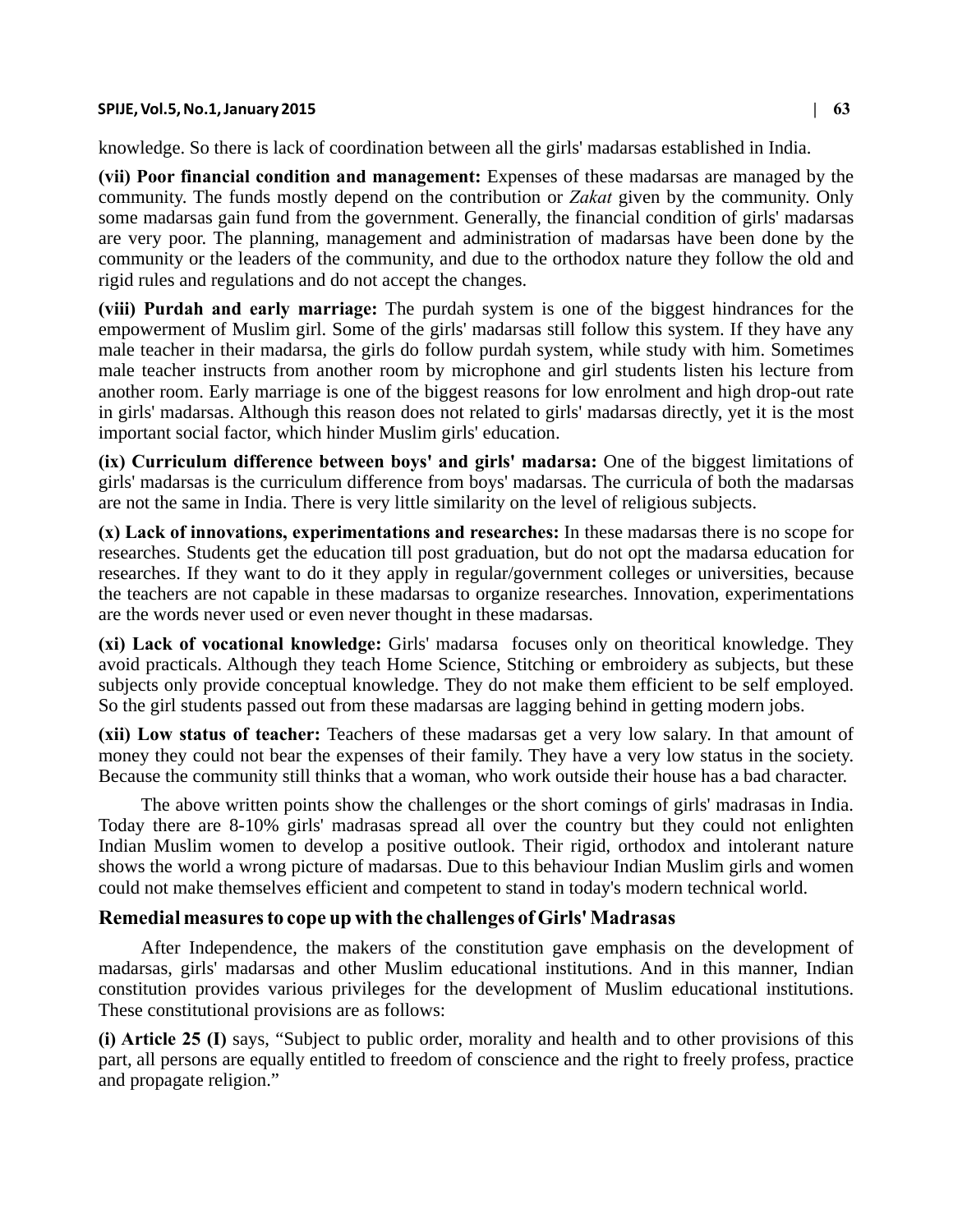knowledge. So there is lack of coordination between all the girls' madarsas established in India.

**(vii) Poor financial condition and management:** Expenses of these madarsas are managed by the community. The funds mostly depend on the contribution or *Zakat* given by the community. Only some madarsas gain fund from the government. Generally, the financial condition of girls' madarsas are very poor. The planning, management and administration of madarsas have been done by the community or the leaders of the community, and due to the orthodox nature they follow the old and rigid rules and regulations and do not accept the changes.

**(viii) Purdah and early marriage:** The purdah system is one of the biggest hindrances for the empowerment of Muslim girl. Some of the girls' madarsas still follow this system. If they have any male teacher in their madarsa, the girls do follow purdah system, while study with him. Sometimes male teacher instructs from another room by microphone and girl students listen his lecture from another room. Early marriage is one of the biggest reasons for low enrolment and high drop-out rate in girls' madarsas. Although this reason does not related to girls' madarsas directly, yet it is the most important social factor, which hinder Muslim girls' education.

**(ix) Curriculum difference between boys' and girls' madarsa:** One of the biggest limitations of girls' madarsas is the curriculum difference from boys' madarsas. The curricula of both the madarsas are not the same in India. There is very little similarity on the level of religious subjects.

**(x) Lack of innovations, experimentations and researches:** In these madarsas there is no scope for researches. Students get the education till post graduation, but do not opt the madarsa education for researches. If they want to do it they apply in regular/government colleges or universities, because the teachers are not capable in these madarsas to organize researches. Innovation, experimentations are the words never used or even never thought in these madarsas.

**(xi) Lack of vocational knowledge:** Girls' madarsa focuses only on theoritical knowledge. They avoid practicals. Although they teach Home Science, Stitching or embroidery as subjects, but these subjects only provide conceptual knowledge. They do not make them efficient to be self employed. So the girl students passed out from these madarsas are lagging behind in getting modern jobs.

**(xii) Low status of teacher:** Teachers of these madarsas get a very low salary. In that amount of money they could not bear the expenses of their family. They have a very low status in the society. Because the community still thinks that a woman, who work outside their house has a bad character.

The above written points show the challenges or the short comings of girls' madrasas in India. Today there are 8-10% girls' madrasas spread all over the country but they could not enlighten Indian Muslim women to develop a positive outlook. Their rigid, orthodox and intolerant nature shows the world a wrong picture of madarsas. Due to this behaviour Indian Muslim girls and women could not make themselves efficient and competent to stand in today's modern technical world.

## Remedial measures to cope up with the challenges of Girls' Madrasas

After Independence, the makers of the constitution gave emphasis on the development of madarsas, girls' madarsas and other Muslim educational institutions. And in this manner, Indian constitution provides various privileges for the development of Muslim educational institutions. These constitutional provisions are as follows:

**(i) Article 25 (I)** says, "Subject to public order, morality and health and to other provisions of this part, all persons are equally entitled to freedom of conscience and the right to freely profess, practice and propagate religion."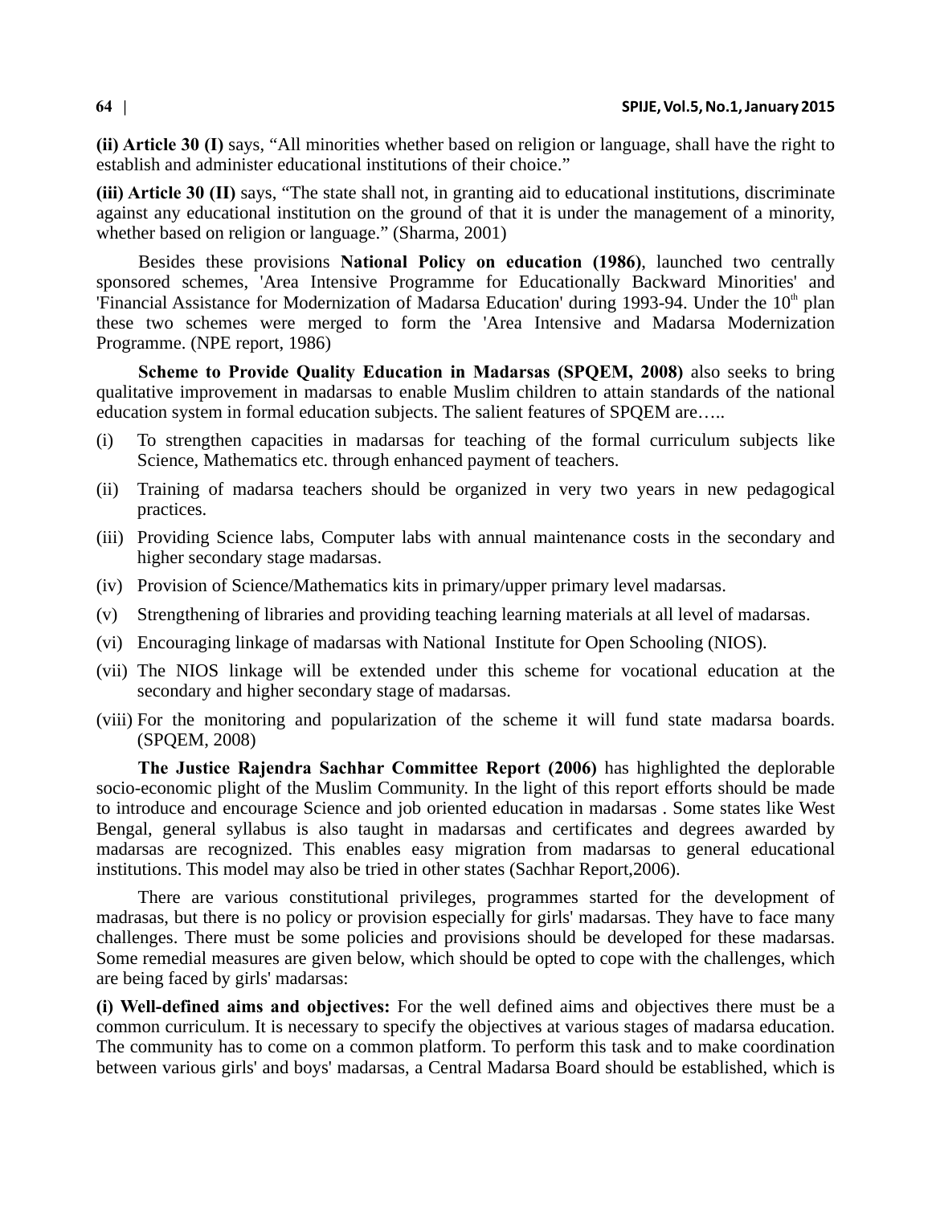**(ii) Article 30 (I)** says, "All minorities whether based on religion or language, shall have the right to establish and administer educational institutions of their choice."

**(iii) Article 30 (II)** says, "The state shall not, in granting aid to educational institutions, discriminate against any educational institution on the ground of that it is under the management of a minority, whether based on religion or language." (Sharma, 2001)

Besides these provisions **National Policy on education (1986)**, launched two centrally sponsored schemes, 'Area Intensive Programme for Educationally Backward Minorities' and 'Financial Assistance for Modernization of Madarsa Education' during 1993-94. Under the 10th plan these two schemes were merged to form the 'Area Intensive and Madarsa Modernization Programme. (NPE report, 1986)

**Scheme to Provide Quality Education in Madarsas (SPQEM, 2008)** also seeks to bring qualitative improvement in madarsas to enable Muslim children to attain standards of the national education system in formal education subjects. The salient features of SPQEM are…..

- (i) To strengthen capacities in madarsas for teaching of the formal curriculum subjects like Science, Mathematics etc. through enhanced payment of teachers.
- (ii) Training of madarsa teachers should be organized in very two years in new pedagogical practices.
- (iii) Providing Science labs, Computer labs with annual maintenance costs in the secondary and higher secondary stage madarsas.
- (iv) Provision of Science/Mathematics kits in primary/upper primary level madarsas.
- (v) Strengthening of libraries and providing teaching learning materials at all level of madarsas.
- (vi) Encouraging linkage of madarsas with National Institute for Open Schooling (NIOS).
- (vii) The NIOS linkage will be extended under this scheme for vocational education at the secondary and higher secondary stage of madarsas.
- (viii) For the monitoring and popularization of the scheme it will fund state madarsa boards. (SPQEM, 2008)

**The Justice Rajendra Sachhar Committee Report (2006)** has highlighted the deplorable socio-economic plight of the Muslim Community. In the light of this report efforts should be made to introduce and encourage Science and job oriented education in madarsas . Some states like West Bengal, general syllabus is also taught in madarsas and certificates and degrees awarded by madarsas are recognized. This enables easy migration from madarsas to general educational institutions. This model may also be tried in other states (Sachhar Report,2006).

There are various constitutional privileges, programmes started for the development of madrasas, but there is no policy or provision especially for girls' madarsas. They have to face many challenges. There must be some policies and provisions should be developed for these madarsas. Some remedial measures are given below, which should be opted to cope with the challenges, which are being faced by girls' madarsas:

**(i) Well-defined aims and objectives:** For the well defined aims and objectives there must be a common curriculum. It is necessary to specify the objectives at various stages of madarsa education. The community has to come on a common platform. To perform this task and to make coordination between various girls' and boys' madarsas, a Central Madarsa Board should be established, which is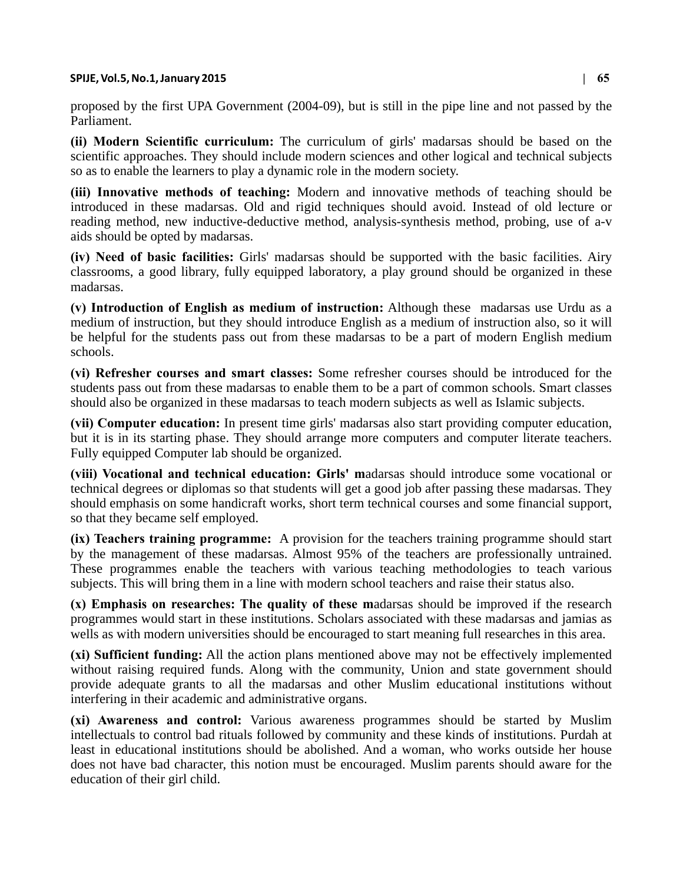proposed by the first UPA Government (2004-09), but is still in the pipe line and not passed by the Parliament.

**(ii) Modern Scientific curriculum:** The curriculum of girls' madarsas should be based on the scientific approaches. They should include modern sciences and other logical and technical subjects so as to enable the learners to play a dynamic role in the modern society.

**(iii) Innovative methods of teaching:** Modern and innovative methods of teaching should be introduced in these madarsas. Old and rigid techniques should avoid. Instead of old lecture or reading method, new inductive-deductive method, analysis-synthesis method, probing, use of a-v aids should be opted by madarsas.

**(iv) Need of basic facilities:** Girls' madarsas should be supported with the basic facilities. Airy classrooms, a good library, fully equipped laboratory, a play ground should be organized in these madarsas.

**(v) Introduction of English as medium of instruction:** Although these madarsas use Urdu as a medium of instruction, but they should introduce English as a medium of instruction also, so it will be helpful for the students pass out from these madarsas to be a part of modern English medium schools.

**(vi) Refresher courses and smart classes:** Some refresher courses should be introduced for the students pass out from these madarsas to enable them to be a part of common schools. Smart classes should also be organized in these madarsas to teach modern subjects as well as Islamic subjects.

**(vii) Computer education:** In present time girls' madarsas also start providing computer education, but it is in its starting phase. They should arrange more computers and computer literate teachers. Fully equipped Computer lab should be organized.

**(viii) Vocational and technical education: Girls' m**adarsas should introduce some vocational or technical degrees or diplomas so that students will get a good job after passing these madarsas. They should emphasis on some handicraft works, short term technical courses and some financial support, so that they became self employed.

**(ix) Teachers training programme:** A provision for the teachers training programme should start by the management of these madarsas. Almost 95% of the teachers are professionally untrained. These programmes enable the teachers with various teaching methodologies to teach various subjects. This will bring them in a line with modern school teachers and raise their status also.

**(x) Emphasis on researches: The quality of these m**adarsas should be improved if the research programmes would start in these institutions. Scholars associated with these madarsas and jamias as wells as with modern universities should be encouraged to start meaning full researches in this area.

**(xi) Sufficient funding:** All the action plans mentioned above may not be effectively implemented without raising required funds. Along with the community, Union and state government should provide adequate grants to all the madarsas and other Muslim educational institutions without interfering in their academic and administrative organs.

**(xi) Awareness and control:** Various awareness programmes should be started by Muslim intellectuals to control bad rituals followed by community and these kinds of institutions. Purdah at least in educational institutions should be abolished. And a woman, who works outside her house does not have bad character, this notion must be encouraged. Muslim parents should aware for the education of their girl child.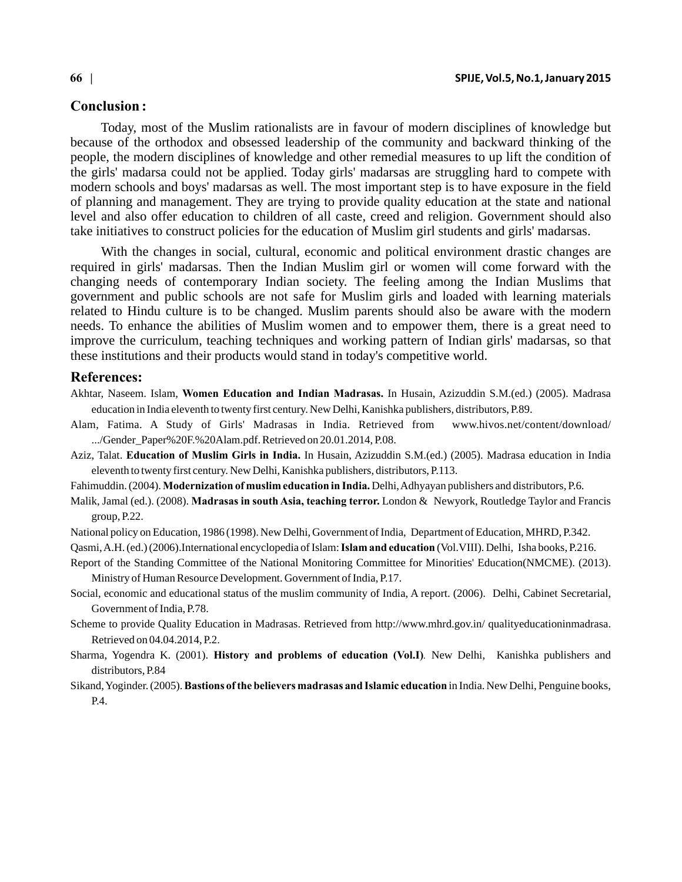## Conclusion :

Today, most of the Muslim rationalists are in favour of modern disciplines of knowledge but because of the orthodox and obsessed leadership of the community and backward thinking of the people, the modern disciplines of knowledge and other remedial measures to up lift the condition of the girls' madarsa could not be applied. Today girls' madarsas are struggling hard to compete with modern schools and boys' madarsas as well. The most important step is to have exposure in the field of planning and management. They are trying to provide quality education at the state and national level and also offer education to children of all caste, creed and religion. Government should also take initiatives to construct policies for the education of Muslim girl students and girls' madarsas.

With the changes in social, cultural, economic and political environment drastic changes are required in girls' madarsas. Then the Indian Muslim girl or women will come forward with the changing needs of contemporary Indian society. The feeling among the Indian Muslims that government and public schools are not safe for Muslim girls and loaded with learning materials related to Hindu culture is to be changed. Muslim parents should also be aware with the modern needs. To enhance the abilities of Muslim women and to empower them, there is a great need to improve the curriculum, teaching techniques and working pattern of Indian girls' madarsas, so that these institutions and their products would stand in today's competitive world.

## References:

Akhtar, Naseem. Islam, **Women Education and Indian Madrasas.** In Husain, Azizuddin S.M.(ed.) (2005). Madrasa education in India eleventh to twenty first century. New Delhi, Kanishka publishers, distributors, P.89.

Alam, Fatima. A Study of Girls' Madrasas in India. Retrieved from www.hivos.net/content/download/ .../Gender_Paper%20F.%20Alam.pdf. Retrieved on 20.01.2014, P.08.

Aziz, Talat. **Education of Muslim Girls in India.** In Husain, Azizuddin S.M.(ed.) (2005). Madrasa education in India eleventh to twenty first century. New Delhi, Kanishka publishers, distributors, P.113.

Fahimuddin. (2004). **Modernization of muslim education in India.** Delhi, Adhyayan publishers and distributors, P.6.

Malik, Jamal (ed.). (2008). **Madrasas in south Asia, teaching terror.** London & Newyork, Routledge Taylor and Francis group, P.22.

National policy on Education, 1986 (1998). New Delhi, Government of India, Department of Education, MHRD, P.342.

Qasmi, A.H. (ed.) (2006).International encyclopedia of Islam: **Islam and education** (Vol.VIII). Delhi, Isha books, P.216.

Report of the Standing Committee of the National Monitoring Committee for Minorities' Education(NMCME). (2013). Ministry of Human Resource Development. Government of India, P.17.

Social, economic and educational status of the muslim community of India, A report. (2006). Delhi, Cabinet Secretarial, Government of India, P.78.

Scheme to provide Quality Education in Madrasas. Retrieved from http://www.mhrd.gov.in/ qualityeducationinmadrasa. Retrieved on 04.04.2014, P.2.

Sharma, Yogendra K. (2001). **History and problems of education (Vol.I)**. New Delhi, Kanishka publishers and distributors, P.84

Sikand, Yoginder. (2005). **Bastions of the believers madrasas and Islamic education** in India. New Delhi, Penguine books, P.4.